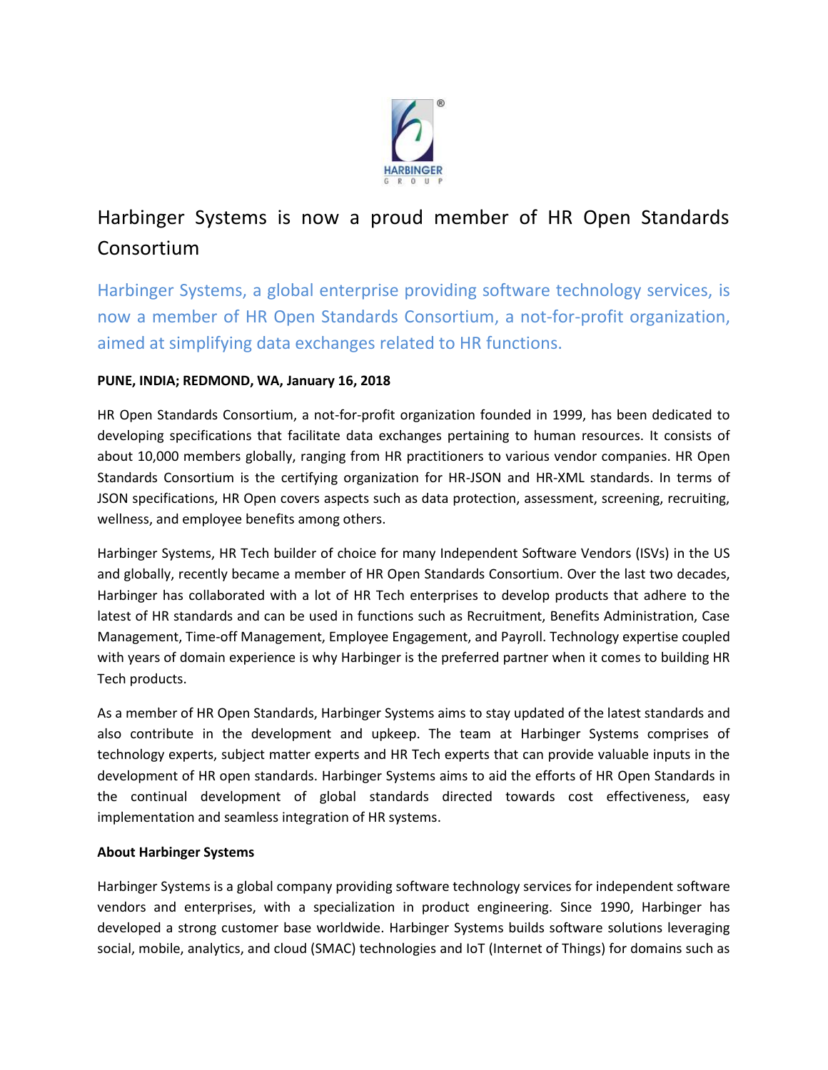# Harbinger Systems is now a proud member of HR Open Standards Consortium

## Harbinger Systems, a global enterprise providing software technology services, is now a member of HR Open Standards Consortium, a not-for-profit organization, aimed at simplifying data exchanges related to HR functions.

**PUNE, INDIA; REDMOND, WA, January 16, 2018**

HR Open Standards Consortium, a not-for-profit organization founded in 1999, has been dedicated to developing specifications that facilitate data exchanges pertaining to human resources. It consists of about 10,000 members globally, ranging from HR practitioners to various vendor companies. HR Open Standards Consortium is the certifying organization for HR-JSON and HR-XML standards. In terms of JSON specifications, HR Open covers aspects such as data protection, assessment, screening, recruiting, wellness, and employee benefits among others.

Harbinger Systems, HR Tech builder of choice for many Independent Software Vendors (ISVs) in the US and globally, recently became a member of HR Open Standards Consortium. Over the last two decades, Harbinger has collaborated with a lot of HR Tech enterprises to develop products that adhere to the latest of HR standards and can be used in functions such as Recruitment, Benefits Administration, Case Management, Time-off Management, Employee Engagement, and Payroll. Technology expertise coupled with years of domain experience is why Harbinger is the preferred partner when it comes to building HR Tech products.

As a member of HR Open Standards, Harbinger Systems aims to stay updated of the latest standards and also contribute in the development and upkeep. The team at Harbinger Systems comprises of technology experts, subject matter experts and HR Tech experts that can provide valuable inputs in the development of HR open standards. Harbinger Systems aims to aid the efforts of HR Open Standards in the continual development of global standards directed towards cost effectiveness, easy implementation and seamless integration of HR systems.

**About Harbinger Systems**

Harbinger Systems is a global company providing software technology services for independent software vendors and enterprises, with a specialization in product engineering. Since 1990, Harbinger has developed a strong customer base worldwide. Harbinger Systems builds software solutions leveraging social, mobile, analytics, and cloud (SMAC) technologies and IoT (Internet of Things) for domains such as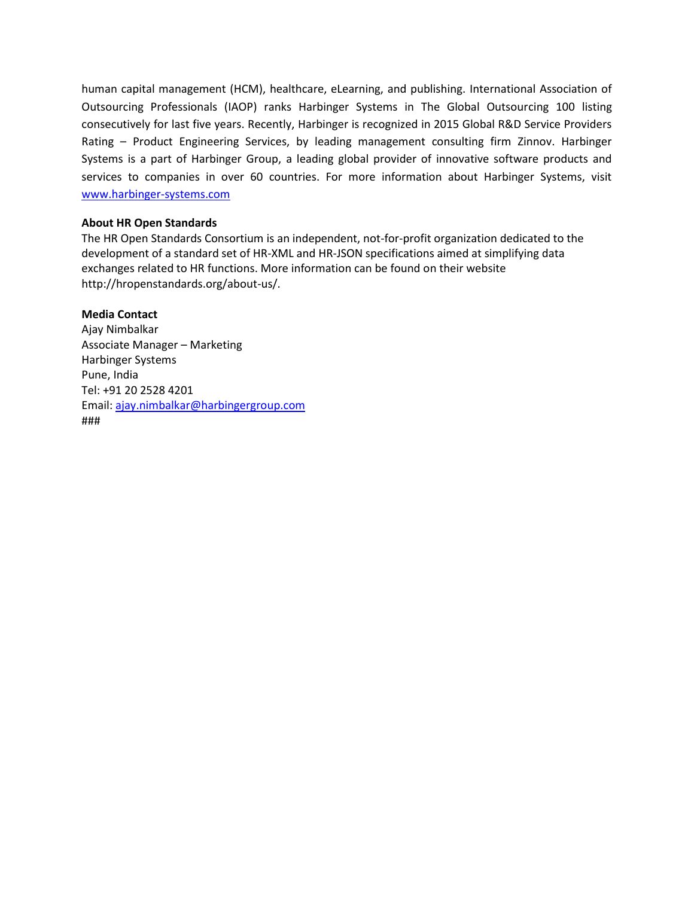human capital management (HCM), healthcare, eLearning, and publishing. International Association of Outsourcing Professionals (IAOP) ranks Harbinger Systems in The Global Outsourcing 100 listing consecutively for last five years. Recently, Harbinger is recognized in 2015 Global R&D Service Providers Rating – Product Engineering Services, by leading management consulting firm Zinnov. Harbinger Systems is a part of Harbinger Group, a leading global provider of innovative software products and services to companies in over 60 countries. For more information about Harbinger Systems, visit [www.harbinger-systems.com](http://www.harbinger-systems.com)

**About HR Open Standards**

The HR Open Standards Consortium is an independent, not-for-profit organization dedicated to the development of a standard set of HR-XML and HR-JSON specifications aimed at simplifying data exchanges related to HR functions. More information can be found on their website http://hropenstandards.org/about-us/.

**Media Contact**

Ajay Nimbalkar
Associate Manager – Marketing
Harbinger Systems
Pune, India
Tel: +91 20 2528 4201
Email: [ajay.nimbalkar@harbingergroup.com](mailto:ajay.nimbalkar@harbingergroup.com)
###